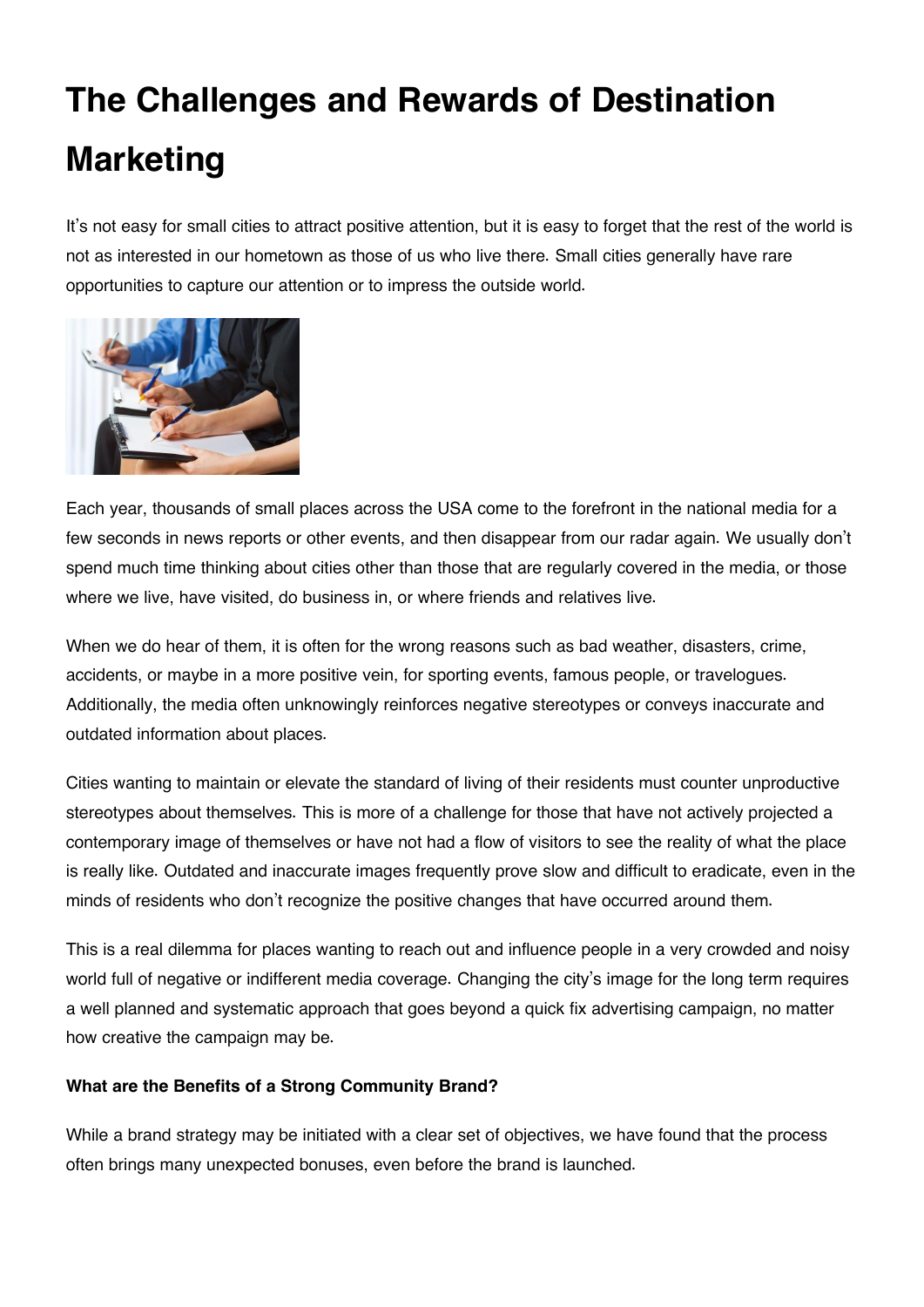# The Challenges and Rewards of Destination Marketing

It's not easy for small cities to attract positive attention, but it is easy to forget that the rest of the world is not as interested in our hometown as those of us who live there. Small cities generally have rare opportunities to capture our attention or to impress the outside world.

Each year, thousands of small places across the USA come to the forefront in the national media for a few seconds in news reports or other events, and then disappear from our radar again. We usually don't spend much time thinking about cities other than those that are regularly covered in the media, or those where we live, have visited, do business in, or where friends and relatives live.

When we do hear of them, it is often for the wrong reasons such as bad weather, disasters, crime, accidents, or maybe in a more positive vein, for sporting events, famous people, or travelogues. Additionally, the media often unknowingly reinforces negative stereotypes or conveys inaccurate and outdated information about places.

Cities wanting to maintain or elevate the standard of living of their residents must counter unproductive stereotypes about themselves. This is more of a challenge for those that have not actively projected a contemporary image of themselves or have not had a flow of visitors to see the reality of what the place is really like. Outdated and inaccurate images frequently prove slow and difficult to eradicate, even in the minds of residents who don't recognize the positive changes that have occurred around them.

This is a real dilemma for places wanting to reach out and influence people in a very crowded and noisy world full of negative or indifferent media coverage. Changing the city's image for the long term requires a well planned and systematic approach that goes beyond a quick fix advertising campaign, no matter how creative the campaign may be.

**What are the Benefits of a Strong Community Brand?**

While a brand strategy may be initiated with a clear set of objectives, we have found that the process often brings many unexpected bonuses, even before the brand is launched.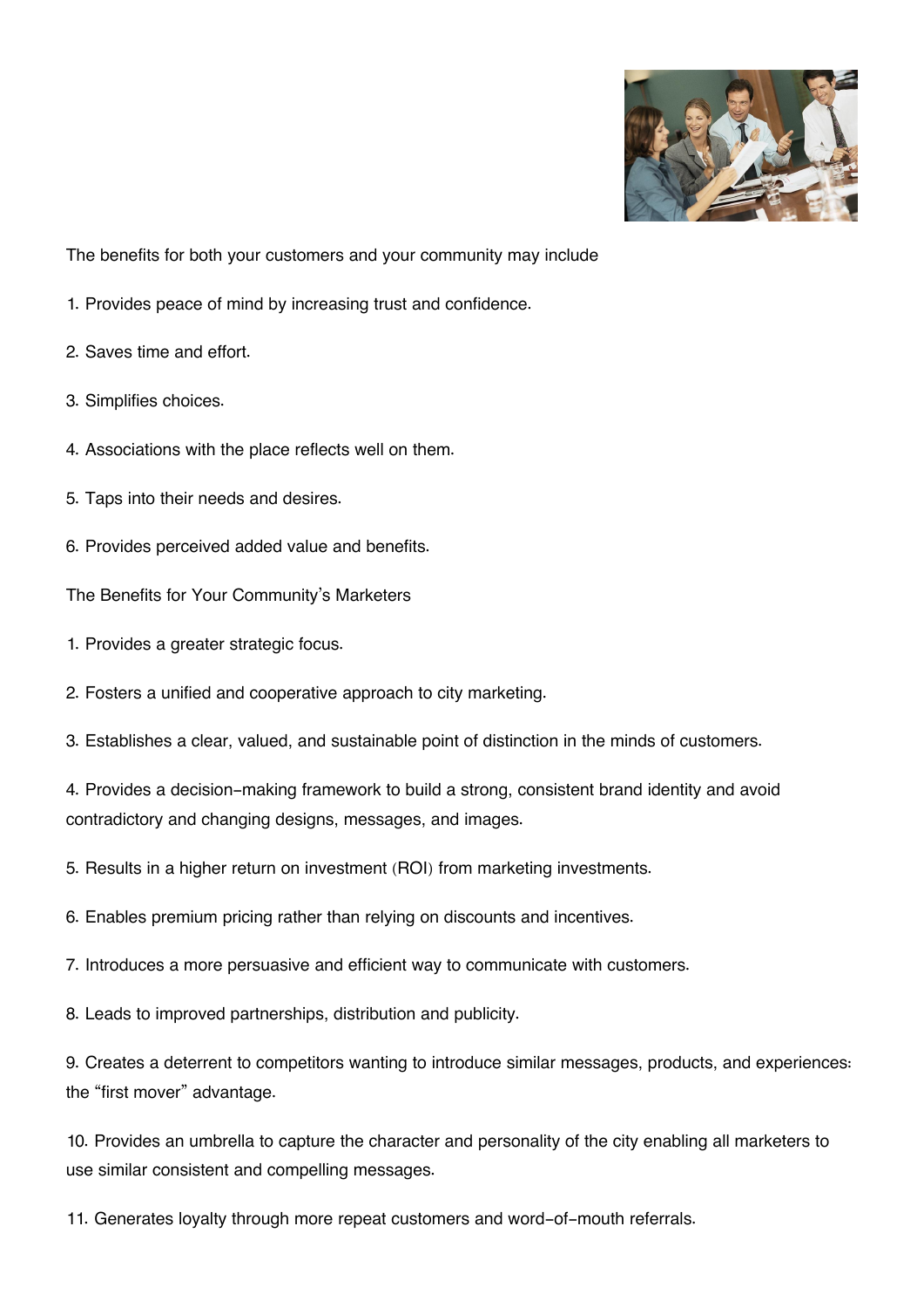The benefits for both your customers and your community may include

1. Provides peace of mind by increasing trust and confidence.

2. Saves time and effort.

3. Simplifies choices.

4. Associations with the place reflects well on them.

5. Taps into their needs and desires.

6. Provides perceived added value and benefits.

The Benefits for Your Community's Marketers

1. Provides a greater strategic focus.

2. Fosters a unified and cooperative approach to city marketing.

3. Establishes a clear, valued, and sustainable point of distinction in the minds of customers.

4. Provides a decision-making framework to build a strong, consistent brand identity and avoid contradictory and changing designs, messages, and images.

5. Results in a higher return on investment (ROI) from marketing investments.

6. Enables premium pricing rather than relying on discounts and incentives.

7. Introduces a more persuasive and efficient way to communicate with customers.

8. Leads to improved partnerships, distribution and publicity.

9. Creates a deterrent to competitors wanting to introduce similar messages, products, and experiences: the "first mover" advantage.

10. Provides an umbrella to capture the character and personality of the city enabling all marketers to use similar consistent and compelling messages.

11. Generates loyalty through more repeat customers and word-of-mouth referrals.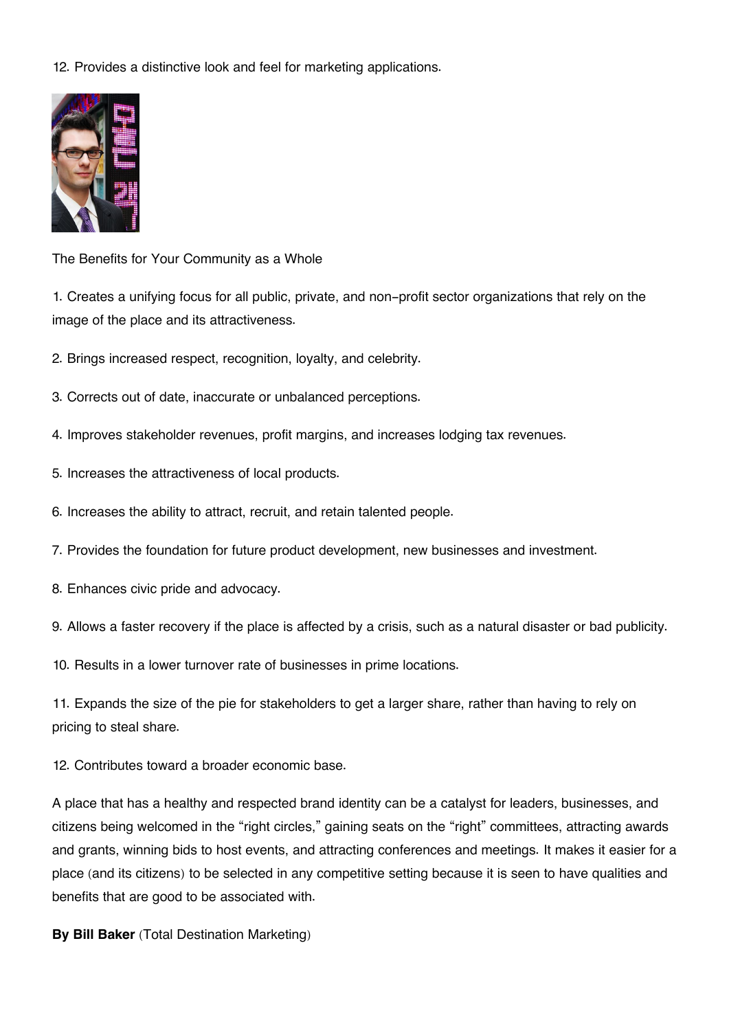12. Provides a distinctive look and feel for marketing applications.

The Benefits for Your Community as a Whole

1. Creates a unifying focus for all public, private, and non-profit sector organizations that rely on the image of the place and its attractiveness.

2. Brings increased respect, recognition, loyalty, and celebrity.

3. Corrects out of date, inaccurate or unbalanced perceptions.

4. Improves stakeholder revenues, profit margins, and increases lodging tax revenues.

5. Increases the attractiveness of local products.

6. Increases the ability to attract, recruit, and retain talented people.

7. Provides the foundation for future product development, new businesses and investment.

8. Enhances civic pride and advocacy.

9. Allows a faster recovery if the place is affected by a crisis, such as a natural disaster or bad publicity.

10. Results in a lower turnover rate of businesses in prime locations.

11. Expands the size of the pie for stakeholders to get a larger share, rather than having to rely on pricing to steal share.

12. Contributes toward a broader economic base.

A place that has a healthy and respected brand identity can be a catalyst for leaders, businesses, and citizens being welcomed in the "right circles," gaining seats on the "right" committees, attracting awards and grants, winning bids to host events, and attracting conferences and meetings. It makes it easier for a place (and its citizens) to be selected in any competitive setting because it is seen to have qualities and benefits that are good to be associated with.

**By Bill Baker** (Total Destination Marketing)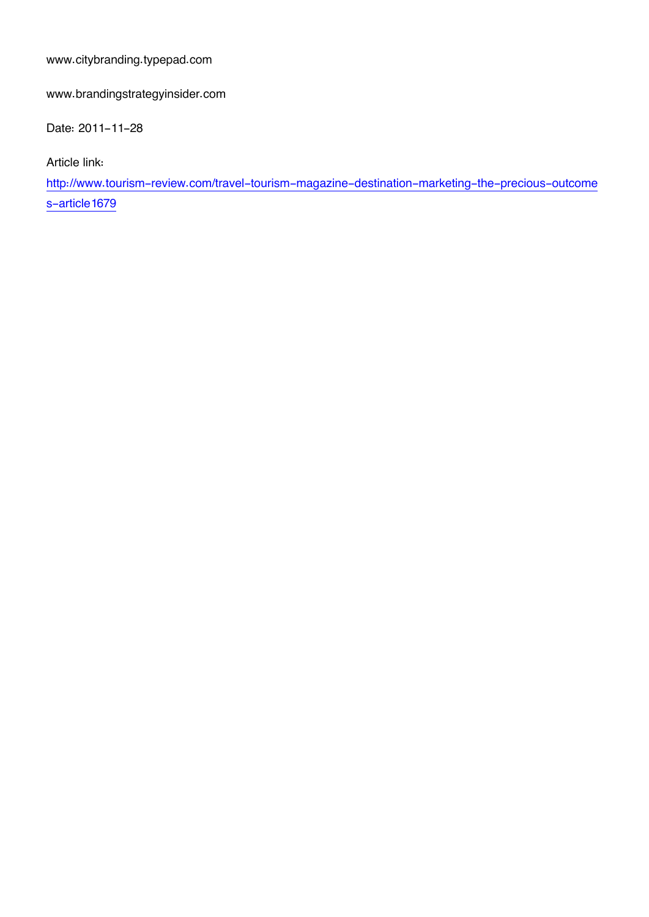www.citybranding.typepad.com

www.brandingstrategyinsider.com

Date: 2011-11-28

Article link:

[http://www.tourism-review.com/travel-tourism-magazine-destination-marketing-the-precious-outcomes-article1679](http://www.tourism-review.com/travel-tourism-magazine-destination-marketing-the-precious-outcomes-article1679)